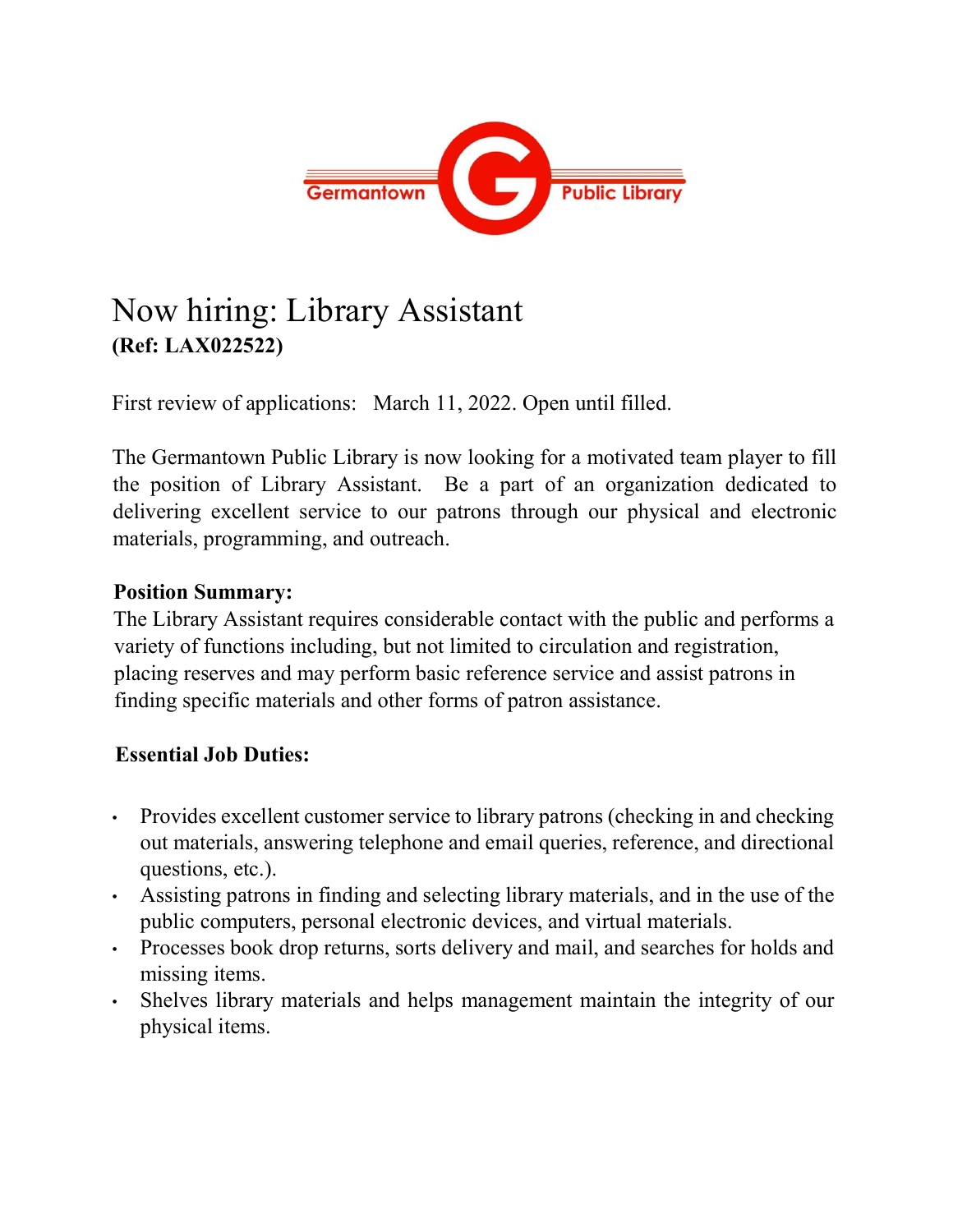Germantown Public Library

# Now hiring: Library Assistant
**(Ref: LAX022522)**

First review of applications: March 11, 2022. Open until filled.

The Germantown Public Library is now looking for a motivated team player to fill the position of Library Assistant. Be a part of an organization dedicated to delivering excellent service to our patrons through our physical and electronic materials, programming, and outreach.

**Position Summary:**
The Library Assistant requires considerable contact with the public and performs a variety of functions including, but not limited to circulation and registration, placing reserves and may perform basic reference service and assist patrons in finding specific materials and other forms of patron assistance.

**Essential Job Duties:**

- Provides excellent customer service to library patrons (checking in and checking out materials, answering telephone and email queries, reference, and directional questions, etc.).
- Assisting patrons in finding and selecting library materials, and in the use of the public computers, personal electronic devices, and virtual materials.
- Processes book drop returns, sorts delivery and mail, and searches for holds and missing items.
- Shelves library materials and helps management maintain the integrity of our physical items.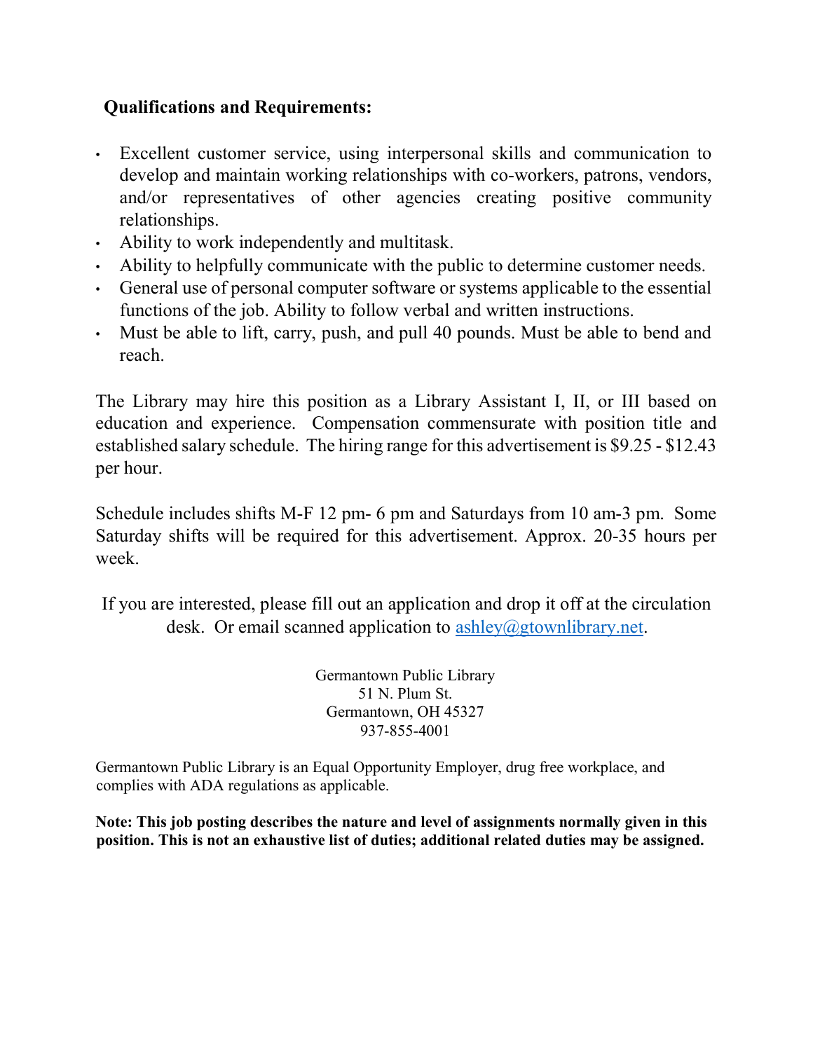**Qualifications and Requirements:**

- Excellent customer service, using interpersonal skills and communication to develop and maintain working relationships with co-workers, patrons, vendors, and/or representatives of other agencies creating positive community relationships.
- Ability to work independently and multitask.
- Ability to helpfully communicate with the public to determine customer needs.
- General use of personal computer software or systems applicable to the essential functions of the job. Ability to follow verbal and written instructions.
- Must be able to lift, carry, push, and pull 40 pounds. Must be able to bend and reach.

The Library may hire this position as a Library Assistant I, II, or III based on education and experience. Compensation commensurate with position title and established salary schedule. The hiring range for this advertisement is $9.25 - $12.43 per hour.

Schedule includes shifts M-F 12 pm- 6 pm and Saturdays from 10 am-3 pm. Some Saturday shifts will be required for this advertisement. Approx. 20-35 hours per week.

If you are interested, please fill out an application and drop it off at the circulation desk. Or email scanned application to ashley@gtownlibrary.net.

Germantown Public Library
51 N. Plum St.
Germantown, OH 45327
937-855-4001

Germantown Public Library is an Equal Opportunity Employer, drug free workplace, and complies with ADA regulations as applicable.

**Note: This job posting describes the nature and level of assignments normally given in this position. This is not an exhaustive list of duties; additional related duties may be assigned.**